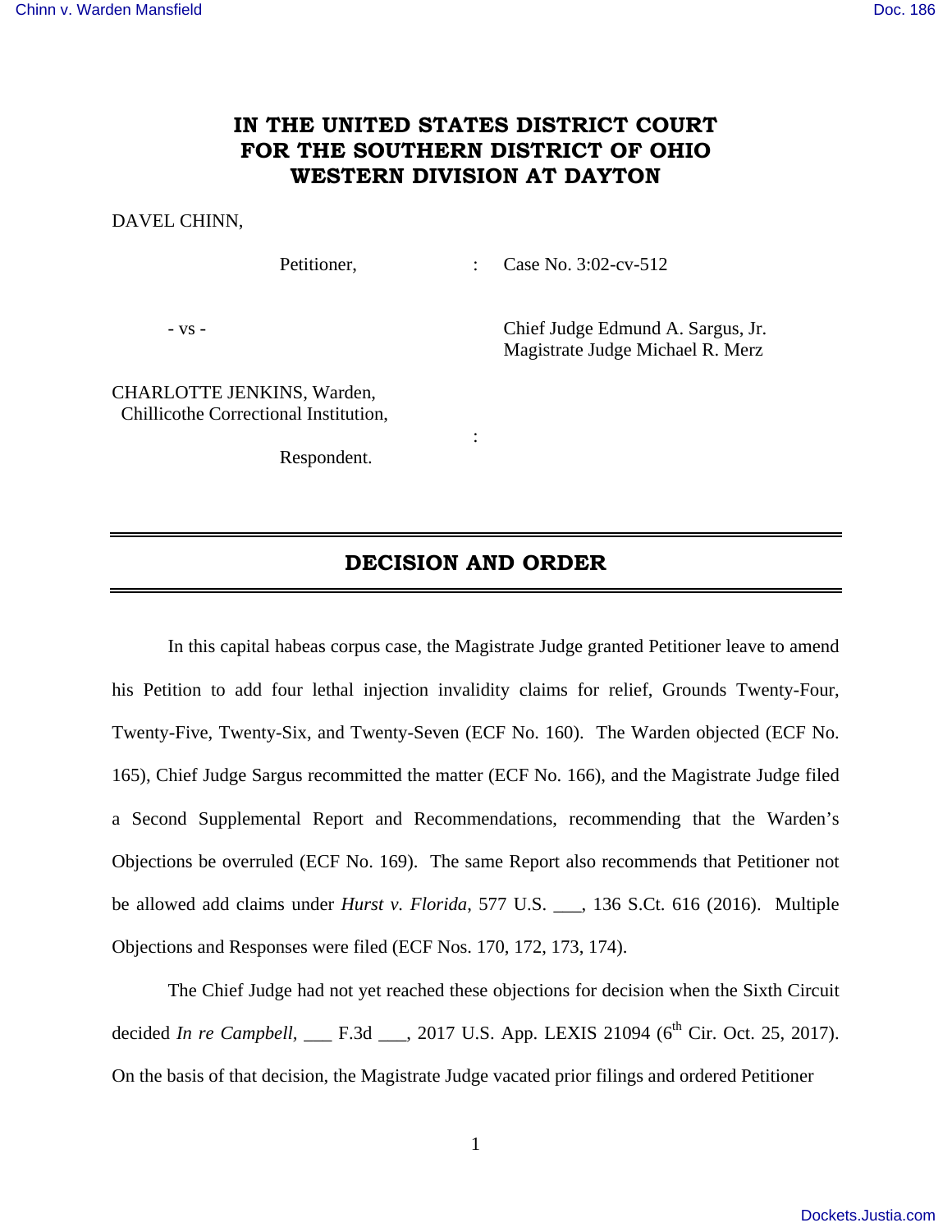# IN THE UNITED STATES DISTRICT COURT FOR THE SOUTHERN DISTRICT OF OHIO WESTERN DIVISION AT DAYTON

DAVEL CHINN,

Petitioner, : Case No. 3:02-cv-512

\- vs - Chief Judge Edmund A. Sargus, Jr.
Magistrate Judge Michael R. Merz

CHARLOTTE JENKINS, Warden,
Chillicothe Correctional Institution,

:

Respondent.

## DECISION AND ORDER

In this capital habeas corpus case, the Magistrate Judge granted Petitioner leave to amend his Petition to add four lethal injection invalidity claims for relief, Grounds Twenty-Four, Twenty-Five, Twenty-Six, and Twenty-Seven (ECF No. 160). The Warden objected (ECF No. 165), Chief Judge Sargus recommitted the matter (ECF No. 166), and the Magistrate Judge filed a Second Supplemental Report and Recommendations, recommending that the Warden's Objections be overruled (ECF No. 169). The same Report also recommends that Petitioner not be allowed add claims under *Hurst v. Florida*, 577 U.S. ___, 136 S.Ct. 616 (2016). Multiple Objections and Responses were filed (ECF Nos. 170, 172, 173, 174).

The Chief Judge had not yet reached these objections for decision when the Sixth Circuit decided *In re Campbell,* ___ F.3d ___, 2017 U.S. App. LEXIS 21094 (6th Cir. Oct. 25, 2017). On the basis of that decision, the Magistrate Judge vacated prior filings and ordered Petitioner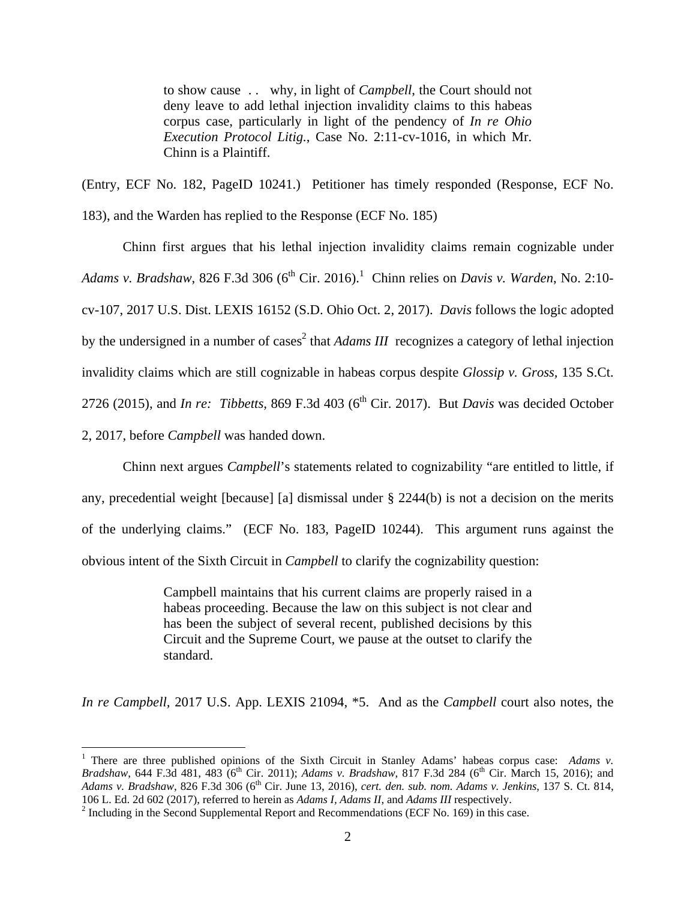> to show cause . . why, in light of *Campbell*, the Court should not deny leave to add lethal injection invalidity claims to this habeas corpus case, particularly in light of the pendency of *In re Ohio Execution Protocol Litig.*, Case No. 2:11-cv-1016, in which Mr. Chinn is a Plaintiff.

(Entry, ECF No. 182, PageID 10241.) Petitioner has timely responded (Response, ECF No. 183), and the Warden has replied to the Response (ECF No. 185)

Chinn first argues that his lethal injection invalidity claims remain cognizable under *Adams v. Bradshaw*, 826 F.3d 306 (6th Cir. 2016).[1] Chinn relies on *Davis v. Warden*, No. 2:10-cv-107, 2017 U.S. Dist. LEXIS 16152 (S.D. Ohio Oct. 2, 2017). *Davis* follows the logic adopted by the undersigned in a number of cases[2] that *Adams III* recognizes a category of lethal injection invalidity claims which are still cognizable in habeas corpus despite *Glossip v. Gross*, 135 S.Ct. 2726 (2015), and *In re: Tibbetts*, 869 F.3d 403 (6th Cir. 2017). But *Davis* was decided October 2, 2017, before *Campbell* was handed down.

Chinn next argues *Campbell*'s statements related to cognizability "are entitled to little, if any, precedential weight [because] [a] dismissal under § 2244(b) is not a decision on the merits of the underlying claims." (ECF No. 183, PageID 10244). This argument runs against the obvious intent of the Sixth Circuit in *Campbell* to clarify the cognizability question:

> Campbell maintains that his current claims are properly raised in a habeas proceeding. Because the law on this subject is not clear and has been the subject of several recent, published decisions by this Circuit and the Supreme Court, we pause at the outset to clarify the standard.

*In re Campbell*, 2017 U.S. App. LEXIS 21094, *5. And as the *Campbell* court also notes, the

---

[1] There are three published opinions of the Sixth Circuit in Stanley Adams' habeas corpus case: *Adams v. Bradshaw*, 644 F.3d 481, 483 (6th Cir. 2011); *Adams v. Bradshaw*, 817 F.3d 284 (6th Cir. March 15, 2016); and *Adams v. Bradshaw*, 826 F.3d 306 (6th Cir. June 13, 2016), *cert. den. sub. nom. Adams v. Jenkins*, 137 S. Ct. 814, 106 L. Ed. 2d 602 (2017), referred to herein as *Adams I*, *Adams II*, and *Adams III* respectively.

[2] Including in the Second Supplemental Report and Recommendations (ECF No. 169) in this case.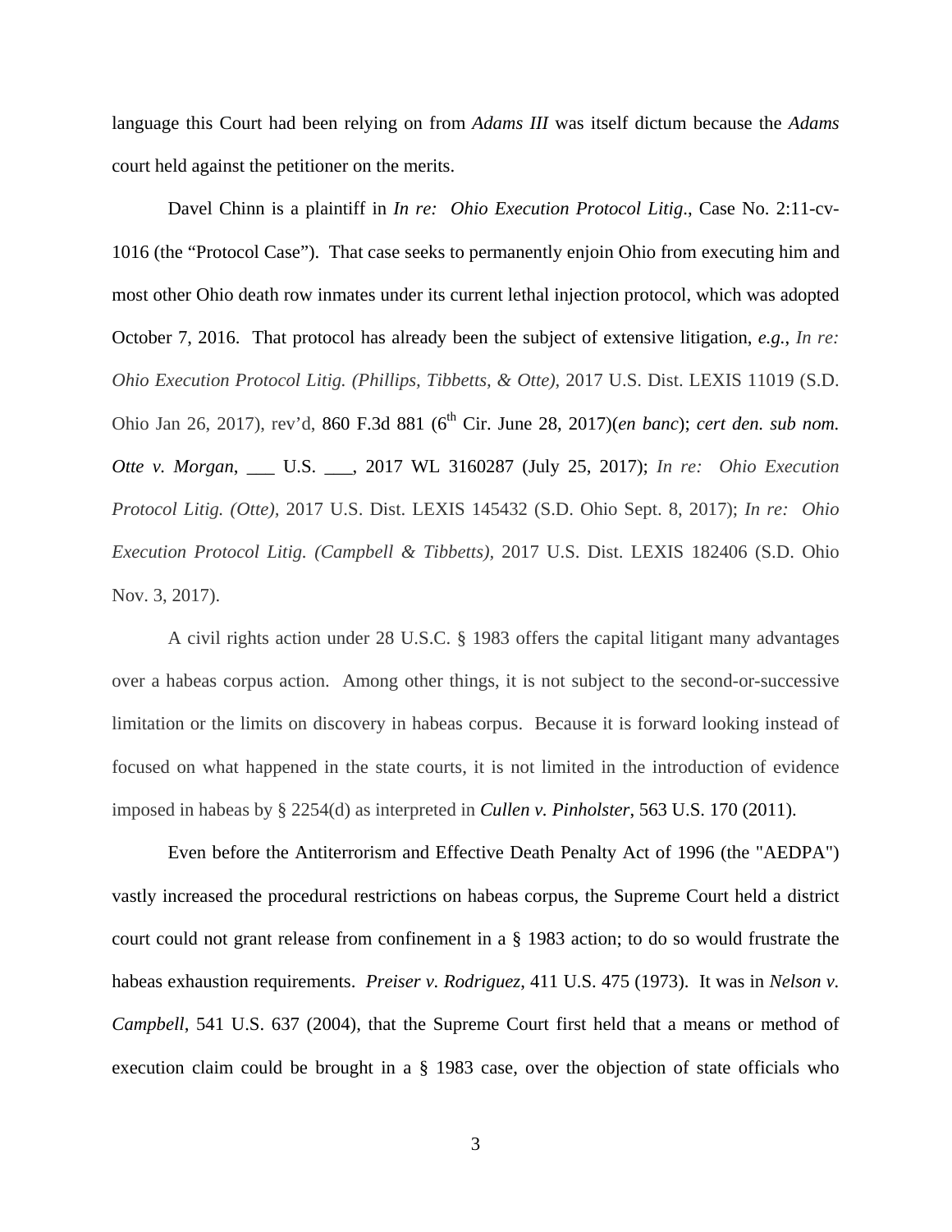language this Court had been relying on from *Adams III* was itself dictum because the *Adams* court held against the petitioner on the merits.

Davel Chinn is a plaintiff in *In re: Ohio Execution Protocol Litig*., Case No. 2:11-cv-1016 (the "Protocol Case"). That case seeks to permanently enjoin Ohio from executing him and most other Ohio death row inmates under its current lethal injection protocol, which was adopted October 7, 2016. That protocol has already been the subject of extensive litigation, *e.g.*, *In re: Ohio Execution Protocol Litig. (Phillips, Tibbetts, & Otte)*, 2017 U.S. Dist. LEXIS 11019 (S.D. Ohio Jan 26, 2017), rev'd, 860 F.3d 881 (6th Cir. June 28, 2017)(*en banc*); *cert den. sub nom. Otte v. Morgan*, ___ U.S. ___, 2017 WL 3160287 (July 25, 2017); *In re: Ohio Execution Protocol Litig. (Otte)*, 2017 U.S. Dist. LEXIS 145432 (S.D. Ohio Sept. 8, 2017); *In re: Ohio Execution Protocol Litig. (Campbell & Tibbetts)*, 2017 U.S. Dist. LEXIS 182406 (S.D. Ohio Nov. 3, 2017).

A civil rights action under 28 U.S.C. § 1983 offers the capital litigant many advantages over a habeas corpus action. Among other things, it is not subject to the second-or-successive limitation or the limits on discovery in habeas corpus. Because it is forward looking instead of focused on what happened in the state courts, it is not limited in the introduction of evidence imposed in habeas by § 2254(d) as interpreted in *Cullen v. Pinholster*, 563 U.S. 170 (2011).

Even before the Antiterrorism and Effective Death Penalty Act of 1996 (the "AEDPA") vastly increased the procedural restrictions on habeas corpus, the Supreme Court held a district court could not grant release from confinement in a § 1983 action; to do so would frustrate the habeas exhaustion requirements. *Preiser v. Rodriguez*, 411 U.S. 475 (1973). It was in *Nelson v. Campbell*, 541 U.S. 637 (2004), that the Supreme Court first held that a means or method of execution claim could be brought in a § 1983 case, over the objection of state officials who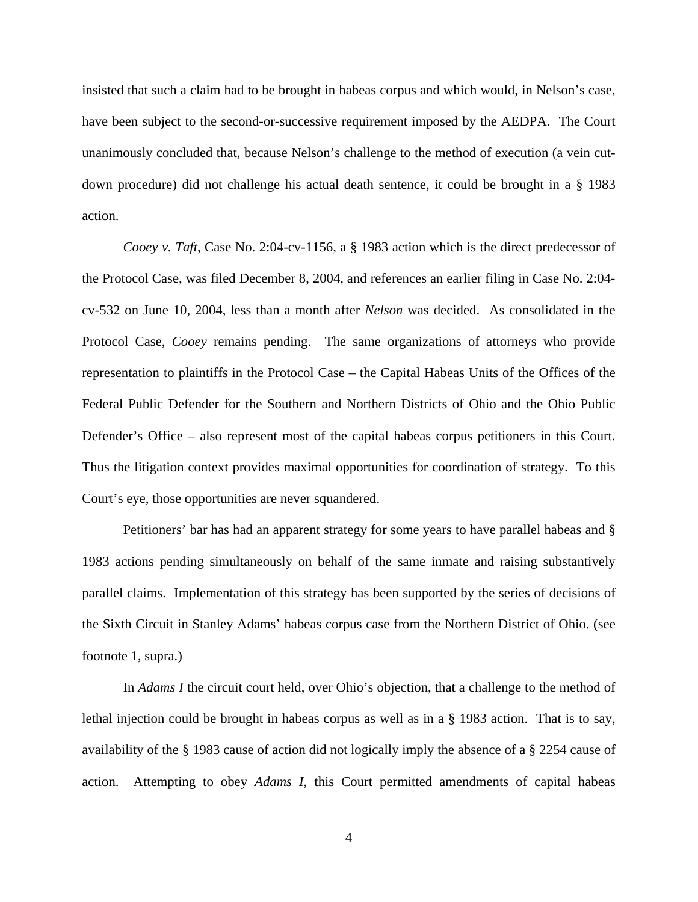insisted that such a claim had to be brought in habeas corpus and which would, in Nelson's case, have been subject to the second-or-successive requirement imposed by the AEDPA. The Court unanimously concluded that, because Nelson's challenge to the method of execution (a vein cut-down procedure) did not challenge his actual death sentence, it could be brought in a § 1983 action.

*Cooey v. Taft*, Case No. 2:04-cv-1156, a § 1983 action which is the direct predecessor of the Protocol Case, was filed December 8, 2004, and references an earlier filing in Case No. 2:04-cv-532 on June 10, 2004, less than a month after *Nelson* was decided. As consolidated in the Protocol Case, *Cooey* remains pending. The same organizations of attorneys who provide representation to plaintiffs in the Protocol Case – the Capital Habeas Units of the Offices of the Federal Public Defender for the Southern and Northern Districts of Ohio and the Ohio Public Defender's Office – also represent most of the capital habeas corpus petitioners in this Court. Thus the litigation context provides maximal opportunities for coordination of strategy. To this Court's eye, those opportunities are never squandered.

Petitioners' bar has had an apparent strategy for some years to have parallel habeas and § 1983 actions pending simultaneously on behalf of the same inmate and raising substantively parallel claims. Implementation of this strategy has been supported by the series of decisions of the Sixth Circuit in Stanley Adams' habeas corpus case from the Northern District of Ohio. (see footnote 1, supra.)

In *Adams I* the circuit court held, over Ohio's objection, that a challenge to the method of lethal injection could be brought in habeas corpus as well as in a § 1983 action. That is to say, availability of the § 1983 cause of action did not logically imply the absence of a § 2254 cause of action. Attempting to obey *Adams I*, this Court permitted amendments of capital habeas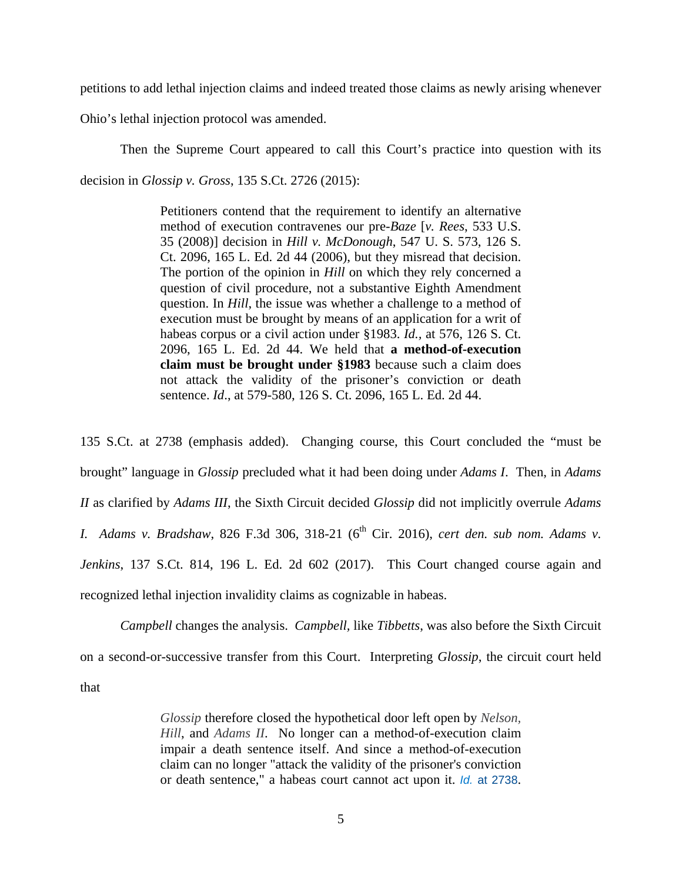petitions to add lethal injection claims and indeed treated those claims as newly arising whenever Ohio's lethal injection protocol was amended.

Then the Supreme Court appeared to call this Court's practice into question with its decision in *Glossip v. Gross*, 135 S.Ct. 2726 (2015):

> Petitioners contend that the requirement to identify an alternative method of execution contravenes our pre-*Baze* [*v. Rees*, 533 U.S. 35 (2008)] decision in *Hill v. McDonough*, 547 U. S. 573, 126 S. Ct. 2096, 165 L. Ed. 2d 44 (2006), but they misread that decision. The portion of the opinion in *Hill* on which they rely concerned a question of civil procedure, not a substantive Eighth Amendment question. In *Hill*, the issue was whether a challenge to a method of execution must be brought by means of an application for a writ of habeas corpus or a civil action under §1983. *Id.*, at 576, 126 S. Ct. 2096, 165 L. Ed. 2d 44. We held that **a method-of-execution claim must be brought under §1983** because such a claim does not attack the validity of the prisoner's conviction or death sentence. *Id*., at 579-580, 126 S. Ct. 2096, 165 L. Ed. 2d 44.

135 S.Ct. at 2738 (emphasis added). Changing course, this Court concluded the "must be brought" language in *Glossip* precluded what it had been doing under *Adams I*. Then, in *Adams II* as clarified by *Adams III*, the Sixth Circuit decided *Glossip* did not implicitly overrule *Adams I*. *Adams v. Bradshaw*, 826 F.3d 306, 318-21 (6th Cir. 2016), *cert den. sub nom. Adams v. Jenkins*, 137 S.Ct. 814, 196 L. Ed. 2d 602 (2017). This Court changed course again and recognized lethal injection invalidity claims as cognizable in habeas.

*Campbell* changes the analysis. *Campbell*, like *Tibbetts*, was also before the Sixth Circuit on a second-or-successive transfer from this Court. Interpreting *Glossip*, the circuit court held that

> *Glossip* therefore closed the hypothetical door left open by *Nelson*, *Hill*, and *Adams II*. No longer can a method-of-execution claim impair a death sentence itself. And since a method-of-execution claim can no longer "attack the validity of the prisoner's conviction or death sentence," a habeas court cannot act upon it. *Id.* at 2738.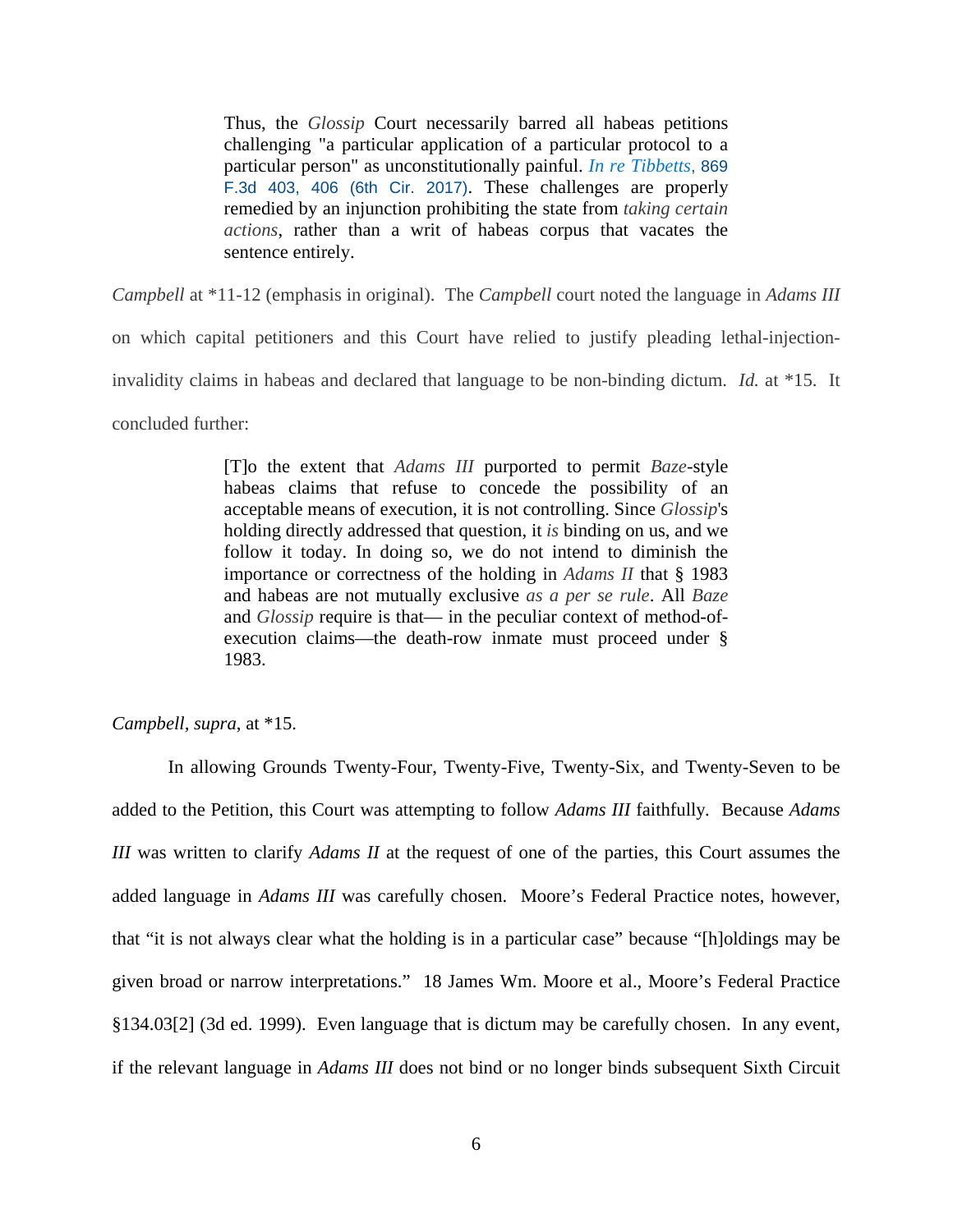> Thus, the *Glossip* Court necessarily barred all habeas petitions challenging "a particular application of a particular protocol to a particular person" as unconstitutionally painful. *In re Tibbetts*, 869 F.3d 403, 406 (6th Cir. 2017). These challenges are properly remedied by an injunction prohibiting the state from *taking certain actions*, rather than a writ of habeas corpus that vacates the sentence entirely.

*Campbell* at *11-12 (emphasis in original). The *Campbell* court noted the language in *Adams III* on which capital petitioners and this Court have relied to justify pleading lethal-injection-invalidity claims in habeas and declared that language to be non-binding dictum. *Id.* at *15. It concluded further:

> [T]o the extent that *Adams III* purported to permit *Baze*-style habeas claims that refuse to concede the possibility of an acceptable means of execution, it is not controlling. Since *Glossip*'s holding directly addressed that question, it *is* binding on us, and we follow it today. In doing so, we do not intend to diminish the importance or correctness of the holding in *Adams II* that § 1983 and habeas are not mutually exclusive *as a per se rule*. All *Baze* and *Glossip* require is that— in the peculiar context of method-of-execution claims—the death-row inmate must proceed under § 1983.

*Campbell, supra*, at *15.

In allowing Grounds Twenty-Four, Twenty-Five, Twenty-Six, and Twenty-Seven to be added to the Petition, this Court was attempting to follow *Adams III* faithfully. Because *Adams III* was written to clarify *Adams II* at the request of one of the parties, this Court assumes the added language in *Adams III* was carefully chosen. Moore's Federal Practice notes, however, that "it is not always clear what the holding is in a particular case" because "[h]oldings may be given broad or narrow interpretations." 18 James Wm. Moore et al., Moore's Federal Practice §134.03[2] (3d ed. 1999). Even language that is dictum may be carefully chosen. In any event, if the relevant language in *Adams III* does not bind or no longer binds subsequent Sixth Circuit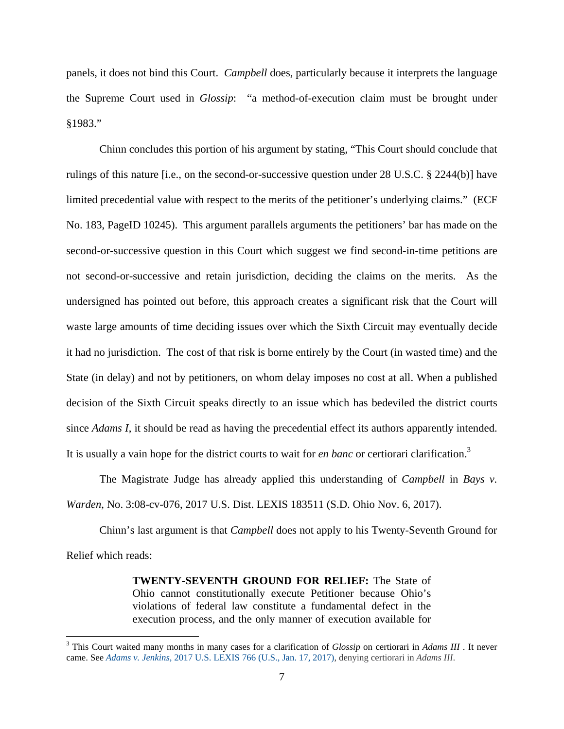panels, it does not bind this Court. *Campbell* does, particularly because it interprets the language the Supreme Court used in *Glossip*: "a method-of-execution claim must be brought under §1983."

Chinn concludes this portion of his argument by stating, "This Court should conclude that rulings of this nature [i.e., on the second-or-successive question under 28 U.S.C. § 2244(b)] have limited precedential value with respect to the merits of the petitioner's underlying claims." (ECF No. 183, PageID 10245). This argument parallels arguments the petitioners' bar has made on the second-or-successive question in this Court which suggest we find second-in-time petitions are not second-or-successive and retain jurisdiction, deciding the claims on the merits. As the undersigned has pointed out before, this approach creates a significant risk that the Court will waste large amounts of time deciding issues over which the Sixth Circuit may eventually decide it had no jurisdiction. The cost of that risk is borne entirely by the Court (in wasted time) and the State (in delay) and not by petitioners, on whom delay imposes no cost at all. When a published decision of the Sixth Circuit speaks directly to an issue which has bedeviled the district courts since *Adams I*, it should be read as having the precedential effect its authors apparently intended. It is usually a vain hope for the district courts to wait for *en banc* or certiorari clarification.[3]

The Magistrate Judge has already applied this understanding of *Campbell* in *Bays v. Warden*, No. 3:08-cv-076, 2017 U.S. Dist. LEXIS 183511 (S.D. Ohio Nov. 6, 2017).

Chinn's last argument is that *Campbell* does not apply to his Twenty-Seventh Ground for Relief which reads:

> **TWENTY-SEVENTH GROUND FOR RELIEF:** The State of Ohio cannot constitutionally execute Petitioner because Ohio's violations of federal law constitute a fundamental defect in the execution process, and the only manner of execution available for

---

[3] This Court waited many months in many cases for a clarification of *Glossip* on certiorari in *Adams III* . It never came. See *Adams v. Jenkins*, 2017 U.S. LEXIS 766 (U.S., Jan. 17, 2017), denying certiorari in *Adams III*.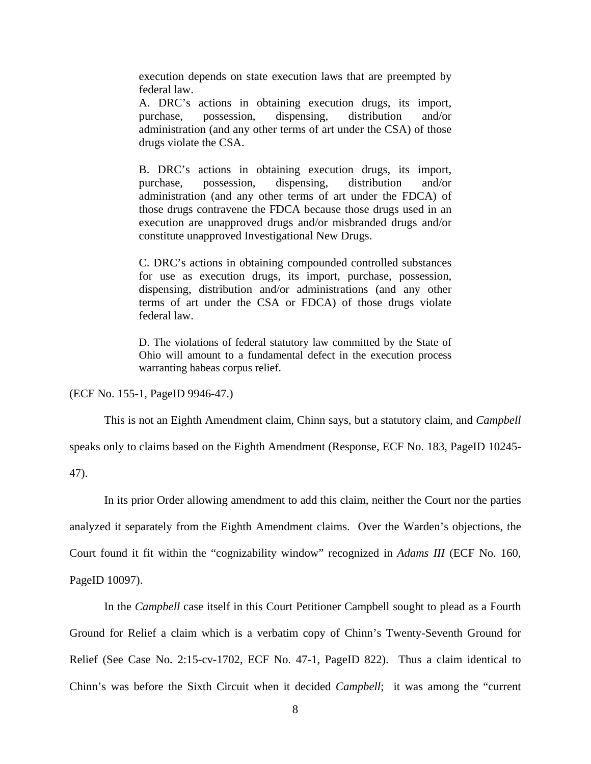> execution depends on state execution laws that are preempted by federal law.
>
> A. DRC's actions in obtaining execution drugs, its import, purchase, possession, dispensing, distribution and/or administration (and any other terms of art under the CSA) of those drugs violate the CSA.
>
> B. DRC's actions in obtaining execution drugs, its import, purchase, possession, dispensing, distribution and/or administration (and any other terms of art under the FDCA) of those drugs contravene the FDCA because those drugs used in an execution are unapproved drugs and/or misbranded drugs and/or constitute unapproved Investigational New Drugs.
>
> C. DRC's actions in obtaining compounded controlled substances for use as execution drugs, its import, purchase, possession, dispensing, distribution and/or administrations (and any other terms of art under the CSA or FDCA) of those drugs violate federal law.
>
> D. The violations of federal statutory law committed by the State of Ohio will amount to a fundamental defect in the execution process warranting habeas corpus relief.

(ECF No. 155-1, PageID 9946-47.)

This is not an Eighth Amendment claim, Chinn says, but a statutory claim, and *Campbell* speaks only to claims based on the Eighth Amendment (Response, ECF No. 183, PageID 10245-47).

In its prior Order allowing amendment to add this claim, neither the Court nor the parties analyzed it separately from the Eighth Amendment claims. Over the Warden's objections, the Court found it fit within the "cognizability window" recognized in *Adams III* (ECF No. 160, PageID 10097).

In the *Campbell* case itself in this Court Petitioner Campbell sought to plead as a Fourth Ground for Relief a claim which is a verbatim copy of Chinn's Twenty-Seventh Ground for Relief (See Case No. 2:15-cv-1702, ECF No. 47-1, PageID 822). Thus a claim identical to Chinn's was before the Sixth Circuit when it decided *Campbell*; it was among the "current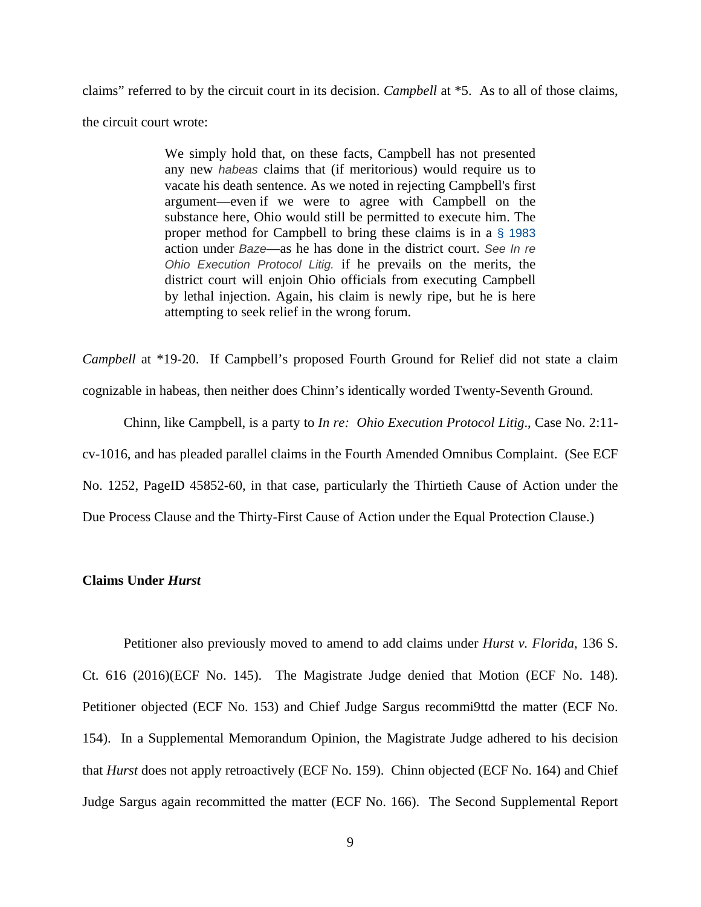claims" referred to by the circuit court in its decision. *Campbell* at *5. As to all of those claims, the circuit court wrote:

> We simply hold that, on these facts, Campbell has not presented any new *habeas* claims that (if meritorious) would require us to vacate his death sentence. As we noted in rejecting Campbell's first argument—even if we were to agree with Campbell on the substance here, Ohio would still be permitted to execute him. The proper method for Campbell to bring these claims is in a § 1983 action under *Baze*—as he has done in the district court. *See In re Ohio Execution Protocol Litig.* if he prevails on the merits, the district court will enjoin Ohio officials from executing Campbell by lethal injection. Again, his claim is newly ripe, but he is here attempting to seek relief in the wrong forum.

*Campbell* at *19-20. If Campbell's proposed Fourth Ground for Relief did not state a claim cognizable in habeas, then neither does Chinn's identically worded Twenty-Seventh Ground.

Chinn, like Campbell, is a party to *In re: Ohio Execution Protocol Litig*., Case No. 2:11-cv-1016, and has pleaded parallel claims in the Fourth Amended Omnibus Complaint. (See ECF No. 1252, PageID 45852-60, in that case, particularly the Thirtieth Cause of Action under the Due Process Clause and the Thirty-First Cause of Action under the Equal Protection Clause.)

**Claims Under *Hurst***

Petitioner also previously moved to amend to add claims under *Hurst v. Florida*, 136 S. Ct. 616 (2016)(ECF No. 145). The Magistrate Judge denied that Motion (ECF No. 148). Petitioner objected (ECF No. 153) and Chief Judge Sargus recommi9ttd the matter (ECF No. 154). In a Supplemental Memorandum Opinion, the Magistrate Judge adhered to his decision that *Hurst* does not apply retroactively (ECF No. 159). Chinn objected (ECF No. 164) and Chief Judge Sargus again recommitted the matter (ECF No. 166). The Second Supplemental Report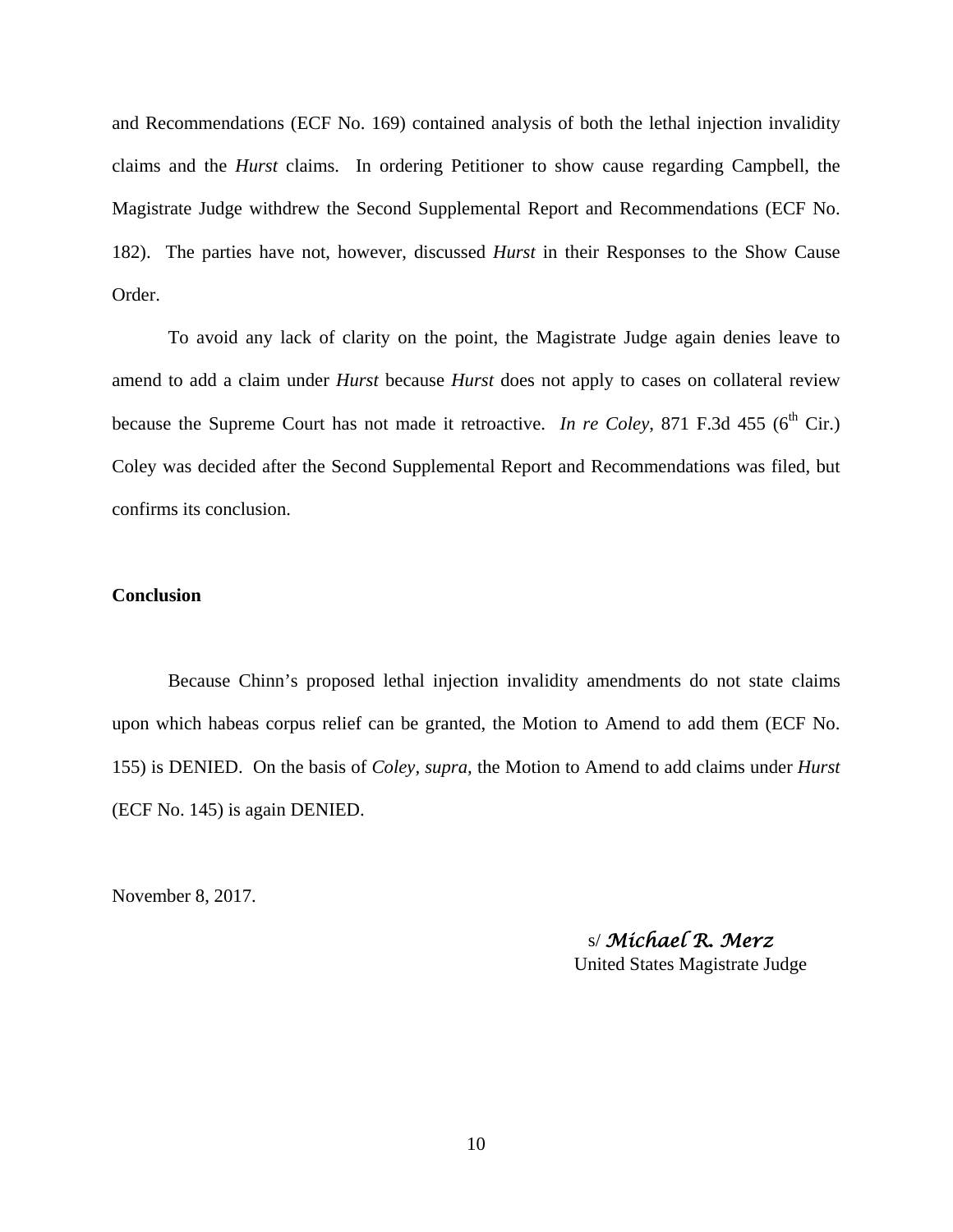and Recommendations (ECF No. 169) contained analysis of both the lethal injection invalidity claims and the *Hurst* claims. In ordering Petitioner to show cause regarding Campbell, the Magistrate Judge withdrew the Second Supplemental Report and Recommendations (ECF No. 182). The parties have not, however, discussed *Hurst* in their Responses to the Show Cause Order.

To avoid any lack of clarity on the point, the Magistrate Judge again denies leave to amend to add a claim under *Hurst* because *Hurst* does not apply to cases on collateral review because the Supreme Court has not made it retroactive. *In re Coley*, 871 F.3d 455 (6th Cir.) Coley was decided after the Second Supplemental Report and Recommendations was filed, but confirms its conclusion.

**Conclusion**

Because Chinn's proposed lethal injection invalidity amendments do not state claims upon which habeas corpus relief can be granted, the Motion to Amend to add them (ECF No. 155) is DENIED. On the basis of *Coley, supra,* the Motion to Amend to add claims under *Hurst* (ECF No. 145) is again DENIED.

November 8, 2017.

s/ *Michael R. Merz*
United States Magistrate Judge